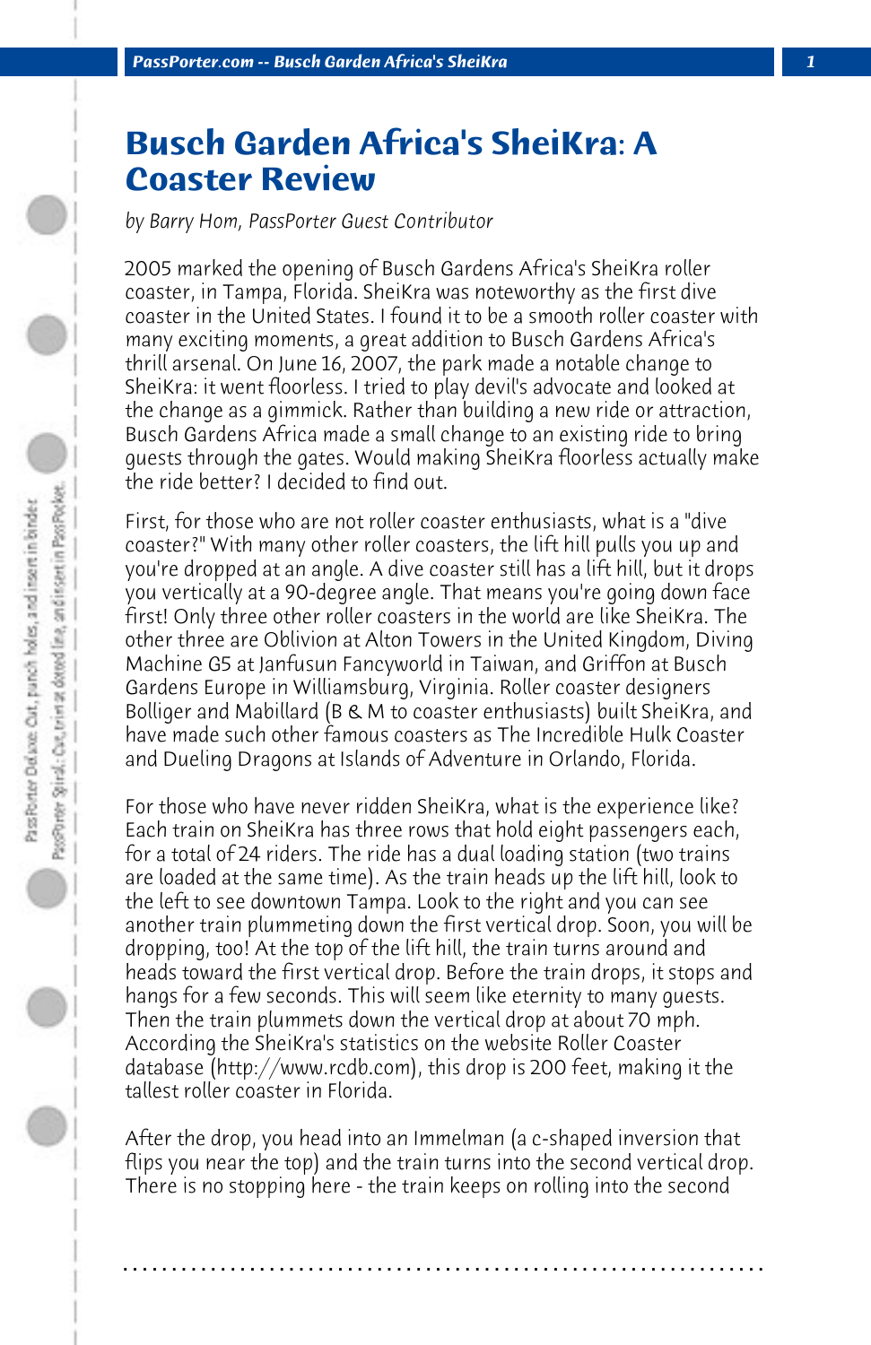# Busch Garden Africa's SheiKra: A Coaster Review

*by Barry Hom, PassPorter Guest Contributor*

2005 marked the opening of Busch Gardens Africa's SheiKra roller coaster, in Tampa, Florida. SheiKra was noteworthy as the first dive coaster in the United States. I found it to be a smooth roller coaster with many exciting moments, a great addition to Busch Gardens Africa's thrill arsenal. On June 16, 2007, the park made a notable change to SheiKra: it went floorless. I tried to play devil's advocate and looked at the change as a gimmick. Rather than building a new ride or attraction, Busch Gardens Africa made a small change to an existing ride to bring guests through the gates. Would making SheiKra floorless actually make the ride better? I decided to find out.

First, for those who are not roller coaster enthusiasts, what is a "dive coaster?" With many other roller coasters, the lift hill pulls you up and you're dropped at an angle. A dive coaster still has a lift hill, but it drops you vertically at a 90-degree angle. That means you're going down face first! Only three other roller coasters in the world are like SheiKra. The other three are Oblivion at Alton Towers in the United Kingdom, Diving Machine G5 at Janfusun Fancyworld in Taiwan, and Griffon at Busch Gardens Europe in Williamsburg, Virginia. Roller coaster designers Bolliger and Mabillard (B & M to coaster enthusiasts) built SheiKra, and have made such other famous coasters as The Incredible Hulk Coaster and Dueling Dragons at Islands of Adventure in Orlando, Florida.

For those who have never ridden SheiKra, what is the experience like? Each train on SheiKra has three rows that hold eight passengers each, for a total of 24 riders. The ride has a dual loading station (two trains are loaded at the same time). As the train heads up the lift hill, look to the left to see downtown Tampa. Look to the right and you can see another train plummeting down the first vertical drop. Soon, you will be dropping, too! At the top of the lift hill, the train turns around and heads toward the first vertical drop. Before the train drops, it stops and hangs for a few seconds. This will seem like eternity to many guests. Then the train plummets down the vertical drop at about 70 mph. According the SheiKra's statistics on the website Roller Coaster database (http://www.rcdb.com), this drop is 200 feet, making it the tallest roller coaster in Florida.

After the drop, you head into an Immelman (a c-shaped inversion that flips you near the top) and the train turns into the second vertical drop. There is no stopping here - the train keeps on rolling into the second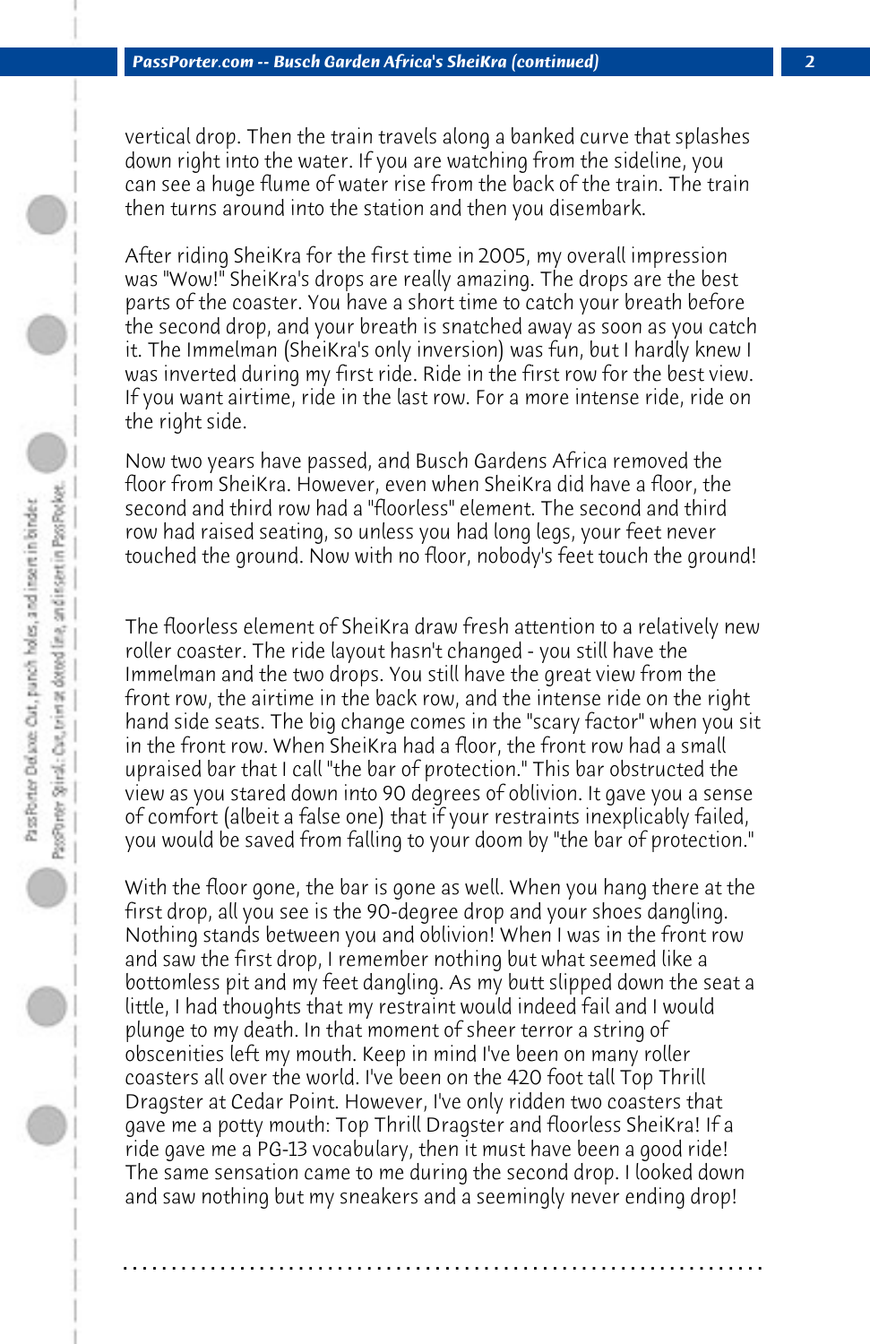vertical drop. Then the train travels along a banked curve that splashes down right into the water. If you are watching from the sideline, you can see a huge flume of water rise from the back of the train. The train then turns around into the station and then you disembark.

After riding SheiKra for the first time in 2005, my overall impression was "Wow!" SheiKra's drops are really amazing. The drops are the best parts of the coaster. You have a short time to catch your breath before the second drop, and your breath is snatched away as soon as you catch it. The Immelman (SheiKra's only inversion) was fun, but I hardly knew I was inverted during my first ride. Ride in the first row for the best view. If you want airtime, ride in the last row. For a more intense ride, ride on the right side.

Now two years have passed, and Busch Gardens Africa removed the floor from SheiKra. However, even when SheiKra did have a floor, the second and third row had a "floorless" element. The second and third row had raised seating, so unless you had long legs, your feet never touched the ground. Now with no floor, nobody's feet touch the ground!

The floorless element of SheiKra draw fresh attention to a relatively new roller coaster. The ride layout hasn't changed - you still have the Immelman and the two drops. You still have the great view from the front row, the airtime in the back row, and the intense ride on the right hand side seats. The big change comes in the "scary factor" when you sit in the front row. When SheiKra had a floor, the front row had a small upraised bar that I call "the bar of protection." This bar obstructed the view as you stared down into 90 degrees of oblivion. It gave you a sense of comfort (albeit a false one) that if your restraints inexplicably failed, you would be saved from falling to your doom by "the bar of protection."

With the floor gone, the bar is gone as well. When you hang there at the first drop, all you see is the 90-degree drop and your shoes dangling. Nothing stands between you and oblivion! When I was in the front row and saw the first drop, I remember nothing but what seemed like a bottomless pit and my feet dangling. As my butt slipped down the seat a little, I had thoughts that my restraint would indeed fail and I would plunge to my death. In that moment of sheer terror a string of obscenities left my mouth. Keep in mind I've been on many roller coasters all over the world. I've been on the 420 foot tall Top Thrill Dragster at Cedar Point. However, I've only ridden two coasters that gave me a potty mouth: Top Thrill Dragster and floorless SheiKra! If a ride gave me a PG-13 vocabulary, then it must have been a good ride! The same sensation came to me during the second drop. I looked down and saw nothing but my sneakers and a seemingly never ending drop!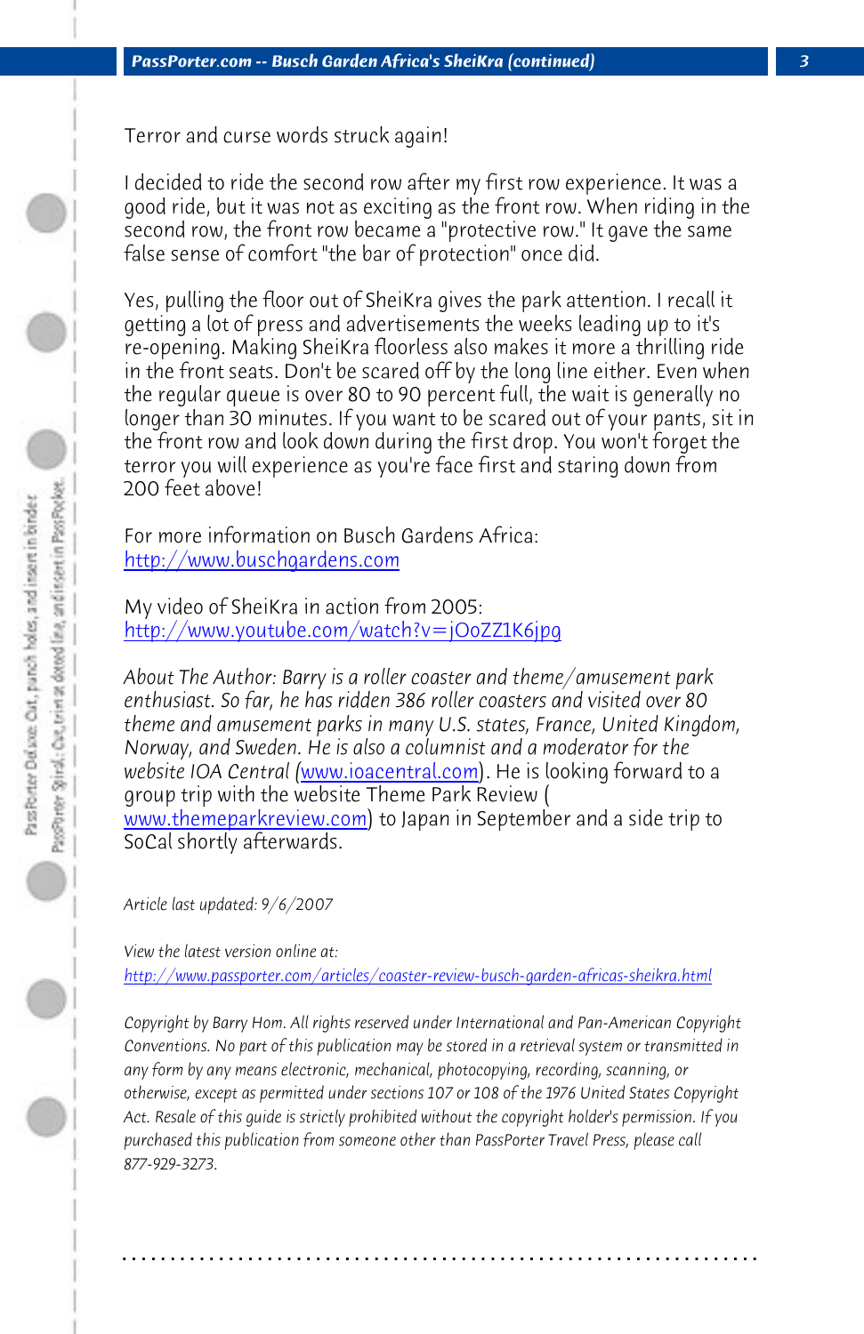Terror and curse words struck again!

I decided to ride the second row after my first row experience. It was a good ride, but it was not as exciting as the front row. When riding in the second row, the front row became a "protective row." It gave the same false sense of comfort "the bar of protection" once did.

Yes, pulling the floor out of SheiKra gives the park attention. I recall it getting a lot of press and advertisements the weeks leading up to it's re-opening. Making SheiKra floorless also makes it more a thrilling ride in the front seats. Don't be scared off by the long line either. Even when the regular queue is over 80 to 90 percent full, the wait is generally no longer than 30 minutes. If you want to be scared out of your pants, sit in the front row and look down during the first drop. You won't forget the terror you will experience as you're face first and staring down from 200 feet above!

For more information on Busch Gardens Africa:
http://www.buschgardens.com

My video of SheiKra in action from 2005:
http://www.youtube.com/watch?v=jOoZZ1K6jpg

*About The Author: Barry is a roller coaster and theme/amusement park enthusiast. So far, he has ridden 386 roller coasters and visited over 80 theme and amusement parks in many U.S. states, France, United Kingdom, Norway, and Sweden. He is also a columnist and a moderator for the website IOA Central (*www.ioacentral.com*). He is looking forward to a group trip with the website Theme Park Review (*www.themeparkreview.com*) to Japan in September and a side trip to SoCal shortly afterwards.*

*Article last updated: 9/6/2007*

*View the latest version online at:*
*http://www.passporter.com/articles/coaster-review-busch-garden-africas-sheikra.html*

*Copyright by Barry Hom. All rights reserved under International and Pan-American Copyright Conventions. No part of this publication may be stored in a retrieval system or transmitted in any form by any means electronic, mechanical, photocopying, recording, scanning, or otherwise, except as permitted under sections 107 or 108 of the 1976 United States Copyright Act. Resale of this guide is strictly prohibited without the copyright holder's permission. If you purchased this publication from someone other than PassPorter Travel Press, please call 877-929-3273.*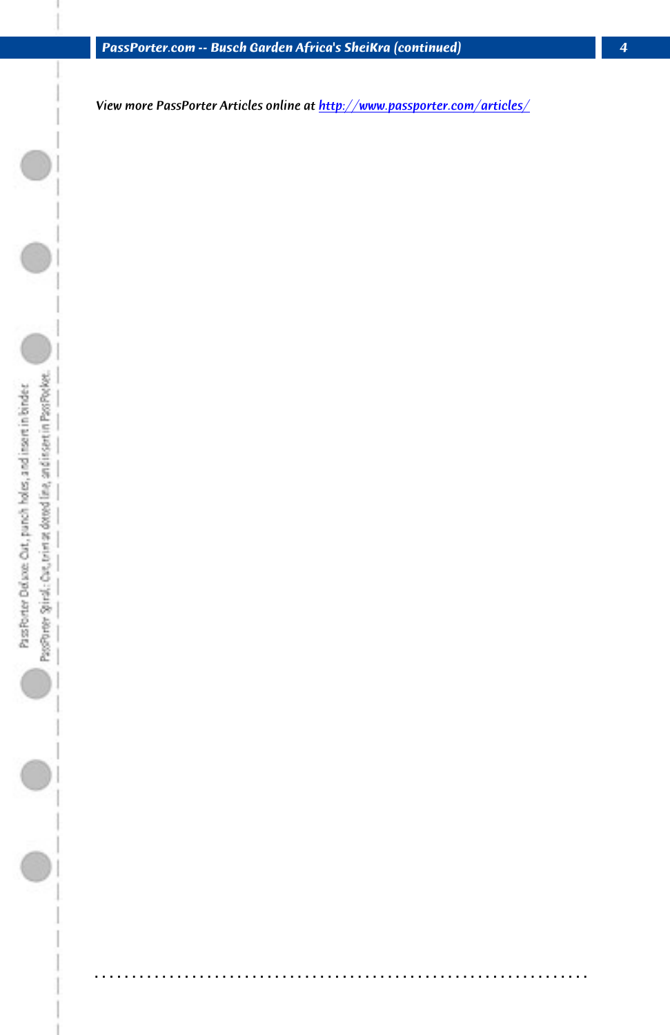View more PassPorter Articles online at [http://www.passporter.com/articles/](http://www.passporter.com/articles/)